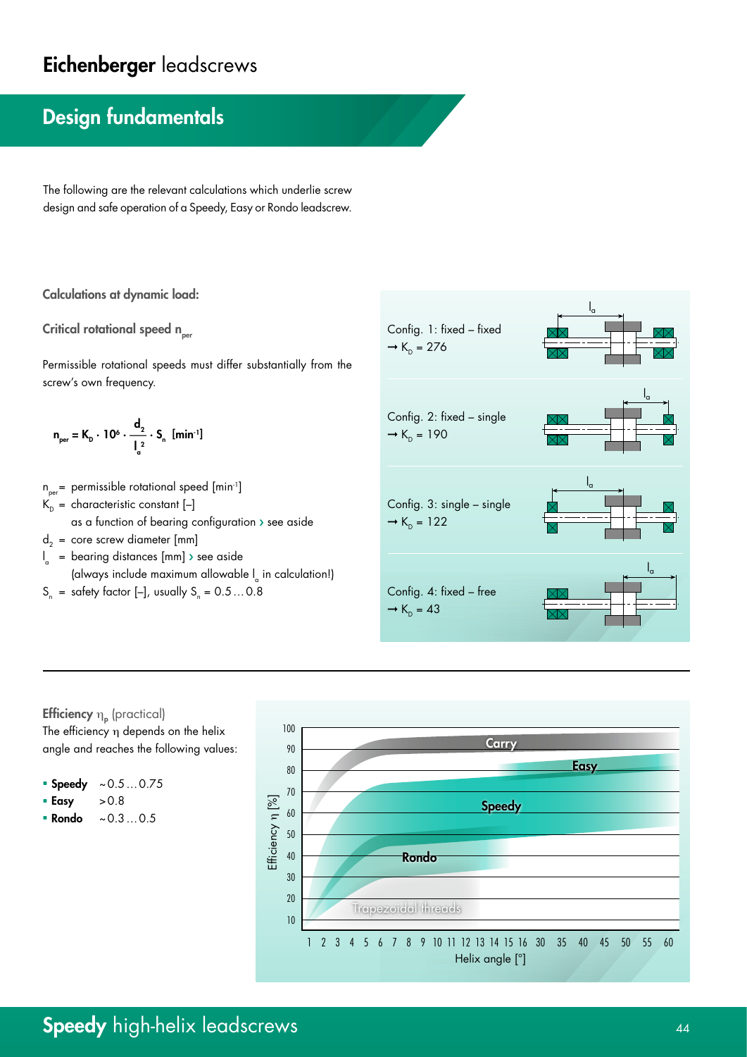# Eichenberger leadscrews

## Design fundamentals

The following are the relevant calculations which underlie screw design and safe operation of a Speedy, Easy or Rondo leadscrew.

### Calculations at dynamic load:

**Critical rotational speed $n_{per}$**

Permissible rotational speeds must differ substantially from the screw's own frequency.

$$n_{per} = K_D \cdot 10^6 \cdot \frac{d_2}{l_a^2} \cdot S_n \ [\text{min}^{-1}]$$

$n_{per}$ = permissible rotational speed [min$^{-1}$]
$K_D$ = characteristic constant [–]
as a function of bearing configuration › see aside
$d_2$ = core screw diameter [mm]
$l_a$ = bearing distances [mm] › see aside
(always include maximum allowable $l_a$ in calculation!)
$S_n$ = safety factor [–], usually $S_n$ = 0.5 … 0.8

Config. 1: fixed – fixed
→ $K_D$ = 276

Config. 2: fixed – single
→ $K_D$ = 190

Config. 3: single – single
→ $K_D$ = 122

Config. 4: fixed – free
→ $K_D$ = 43

**Efficiency $\eta_p$** (practical)
The efficiency $\eta$ depends on the helix angle and reaches the following values:

- **Speedy** ~0.5 … 0.75
- **Easy** >0.8
- **Rondo** ~0.3 … 0.5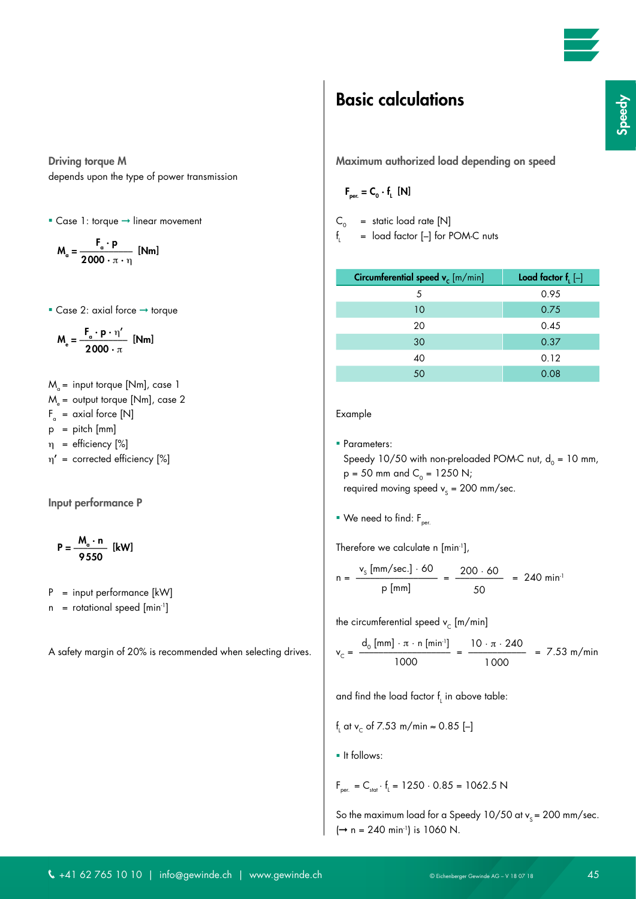## Basic calculations

**Driving torque M**

depends upon the type of power transmission

- Case 1: torque → linear movement

$$M_a = \frac{F_a \cdot p}{2000 \cdot \pi \cdot \eta} \text{ [Nm]}$$

- Case 2: axial force → torque

$$M_e = \frac{F_a \cdot p \cdot \eta'}{2000 \cdot \pi} \text{ [Nm]}$$

$M_a$ = input torque [Nm], case 1
$M_e$ = output torque [Nm], case 2
$F_a$ = axial force [N]
$p$ = pitch [mm]
$\eta$ = efficiency [%]
$\eta'$ = corrected efficiency [%]

**Input performance P**

$$P = \frac{M_a \cdot n}{9550} \text{ [kW]}$$

$P$ = input performance [kW]
$n$ = rotational speed [min$^{-1}$]

A safety margin of 20% is recommended when selecting drives.

**Maximum authorized load depending on speed**

$$F_{per.} = C_0 \cdot f_L \text{ [N]}$$

$C_0$ = static load rate [N]
$f_L$ = load factor [–] for POM-C nuts

| Circumferential speed $v_C$ [m/min] | Load factor $f_L$ [–] |
|---|---|
| 5 | 0.95 |
| 10 | 0.75 |
| 20 | 0.45 |
| 30 | 0.37 |
| 40 | 0.12 |
| 50 | 0.08 |

Example

- Parameters:
  Speedy 10/50 with non-preloaded POM-C nut, $d_0$ = 10 mm, $p$ = 50 mm and $C_0$ = 1250 N;
  required moving speed $v_S$ = 200 mm/sec.

- We need to find: $F_{per.}$

Therefore we calculate n [min$^{-1}$],

$$n = \frac{v_S \text{ [mm/sec.]} \cdot 60}{p \text{ [mm]}} = \frac{200 \cdot 60}{50} = 240 \text{ min}^{-1}$$

the circumferential speed $v_C$ [m/min]

$$v_C = \frac{d_0 \text{ [mm]} \cdot \pi \cdot n \text{ [min}^{-1}\text{]}}{1000} = \frac{10 \cdot \pi \cdot 240}{1000} = 7.53 \text{ m/min}$$

and find the load factor $f_L$ in above table:

$f_L$ at $v_C$ of 7.53 m/min ≈ 0.85 [–]

- It follows:

$$F_{per.} = C_{stat} \cdot f_L = 1250 \cdot 0.85 = 1062.5 \text{ N}$$

So the maximum load for a Speedy 10/50 at $v_S$ = 200 mm/sec. (→ n = 240 min$^{-1}$) is 1060 N.